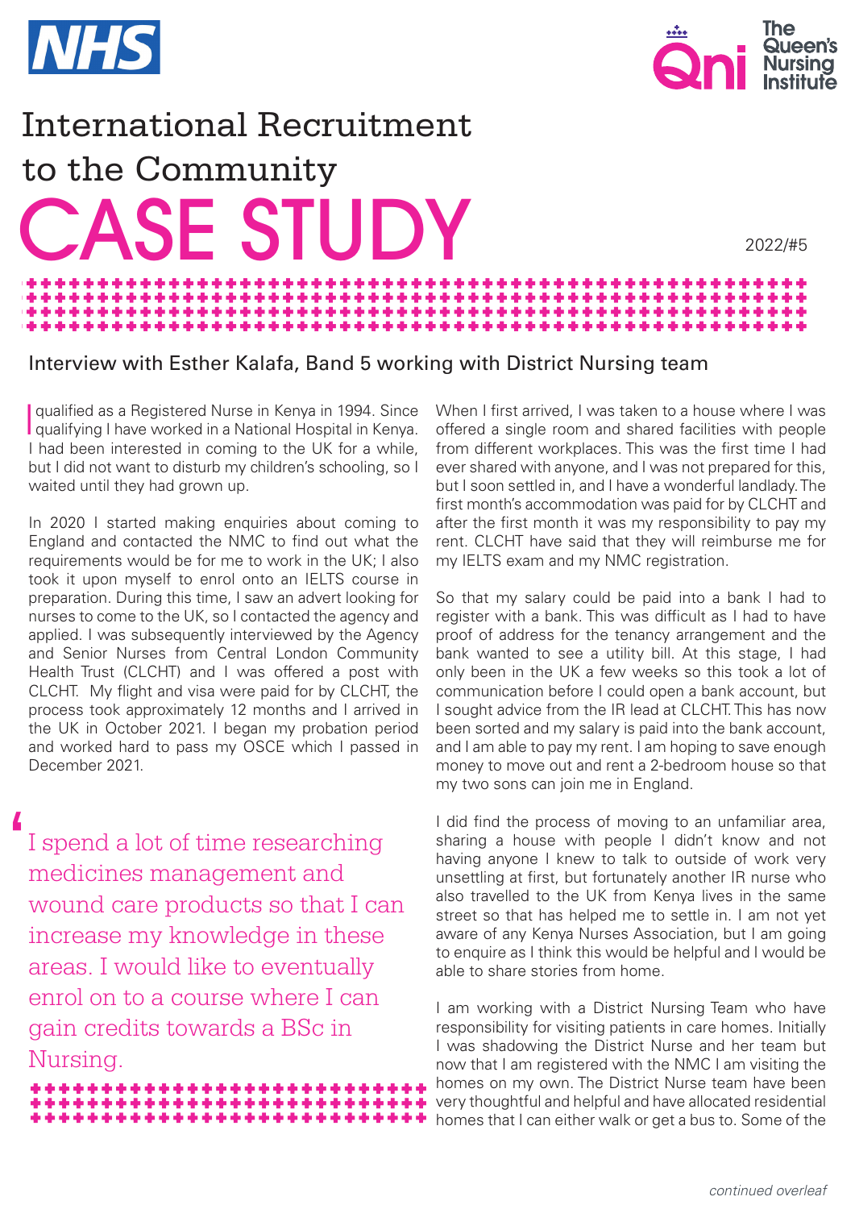NHS

The Queen's Nursing Institute

# International Recruitment to the Community

# CASE STUDY

2022/#5

## Interview with Esther Kalafa, Band 5 working with District Nursing team

I qualified as a Registered Nurse in Kenya in 1994. Since qualifying I have worked in a National Hospital in Kenya. I had been interested in coming to the UK for a while, but I did not want to disturb my children's schooling, so I waited until they had grown up.

In 2020 I started making enquiries about coming to England and contacted the NMC to find out what the requirements would be for me to work in the UK; I also took it upon myself to enrol onto an IELTS course in preparation. During this time, I saw an advert looking for nurses to come to the UK, so I contacted the agency and applied. I was subsequently interviewed by the Agency and Senior Nurses from Central London Community Health Trust (CLCHT) and I was offered a post with CLCHT. My flight and visa were paid for by CLCHT, the process took approximately 12 months and I arrived in the UK in October 2021. I began my probation period and worked hard to pass my OSCE which I passed in December 2021.

> I spend a lot of time researching medicines management and wound care products so that I can increase my knowledge in these areas. I would like to eventually enrol on to a course where I can gain credits towards a BSc in Nursing.

When I first arrived, I was taken to a house where I was offered a single room and shared facilities with people from different workplaces. This was the first time I had ever shared with anyone, and I was not prepared for this, but I soon settled in, and I have a wonderful landlady. The first month's accommodation was paid for by CLCHT and after the first month it was my responsibility to pay my rent. CLCHT have said that they will reimburse me for my IELTS exam and my NMC registration.

So that my salary could be paid into a bank I had to register with a bank. This was difficult as I had to have proof of address for the tenancy arrangement and the bank wanted to see a utility bill. At this stage, I had only been in the UK a few weeks so this took a lot of communication before I could open a bank account, but I sought advice from the IR lead at CLCHT. This has now been sorted and my salary is paid into the bank account, and I am able to pay my rent. I am hoping to save enough money to move out and rent a 2-bedroom house so that my two sons can join me in England.

I did find the process of moving to an unfamiliar area, sharing a house with people I didn't know and not having anyone I knew to talk to outside of work very unsettling at first, but fortunately another IR nurse who also travelled to the UK from Kenya lives in the same street so that has helped me to settle in. I am not yet aware of any Kenya Nurses Association, but I am going to enquire as I think this would be helpful and I would be able to share stories from home.

I am working with a District Nursing Team who have responsibility for visiting patients in care homes. Initially I was shadowing the District Nurse and her team but now that I am registered with the NMC I am visiting the homes on my own. The District Nurse team have been very thoughtful and helpful and have allocated residential homes that I can either walk or get a bus to. Some of the

*continued overleaf*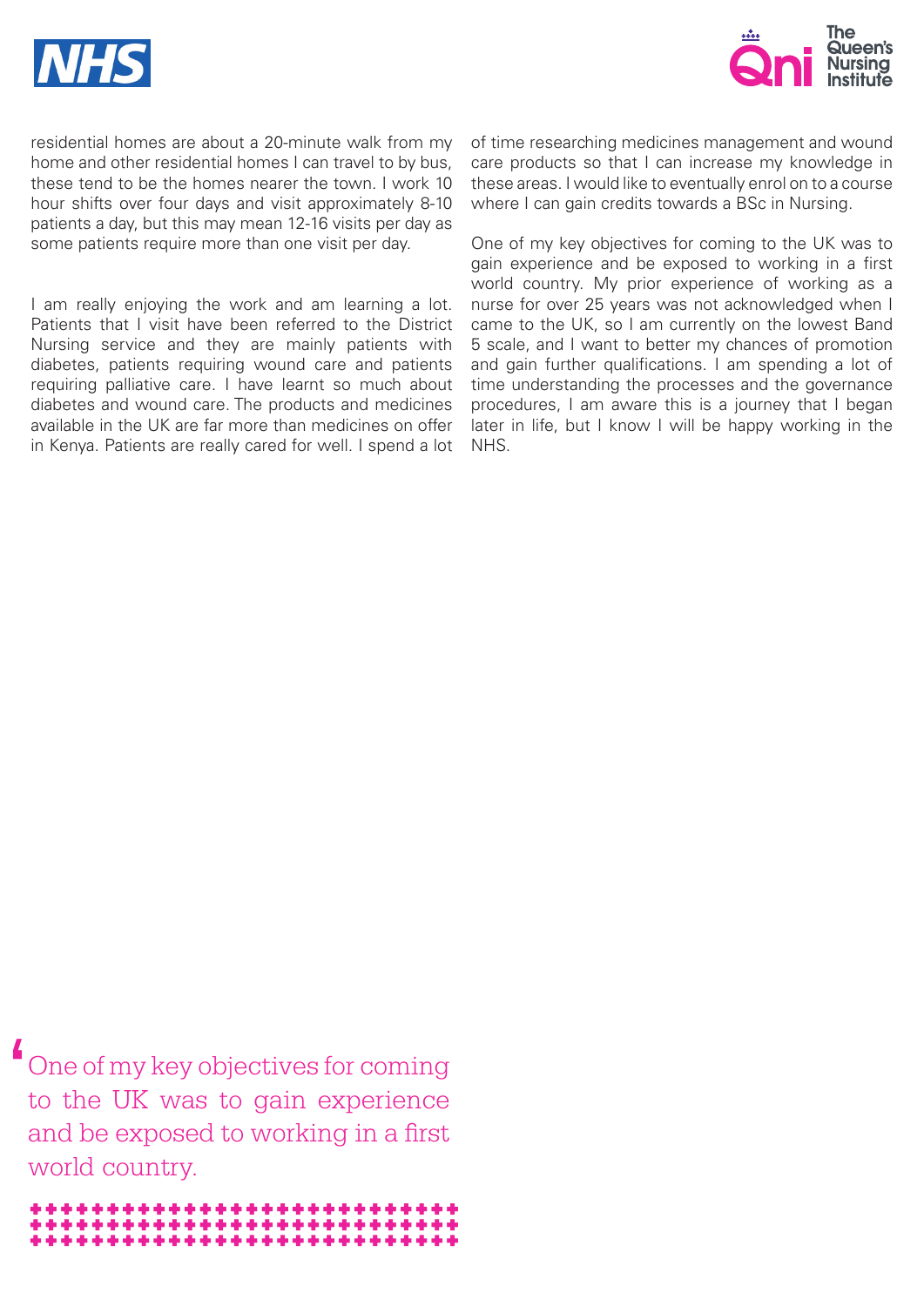residential homes are about a 20-minute walk from my home and other residential homes I can travel to by bus, these tend to be the homes nearer the town. I work 10 hour shifts over four days and visit approximately 8-10 patients a day, but this may mean 12-16 visits per day as some patients require more than one visit per day.

I am really enjoying the work and am learning a lot. Patients that I visit have been referred to the District Nursing service and they are mainly patients with diabetes, patients requiring wound care and patients requiring palliative care. I have learnt so much about diabetes and wound care. The products and medicines available in the UK are far more than medicines on offer in Kenya. Patients are really cared for well. I spend a lot of time researching medicines management and wound care products so that I can increase my knowledge in these areas. I would like to eventually enrol on to a course where I can gain credits towards a BSc in Nursing.

One of my key objectives for coming to the UK was to gain experience and be exposed to working in a first world country. My prior experience of working as a nurse for over 25 years was not acknowledged when I came to the UK, so I am currently on the lowest Band 5 scale, and I want to better my chances of promotion and gain further qualifications. I am spending a lot of time understanding the processes and the governance procedures, I am aware this is a journey that I began later in life, but I know I will be happy working in the NHS.

> One of my key objectives for coming to the UK was to gain experience and be exposed to working in a first world country.